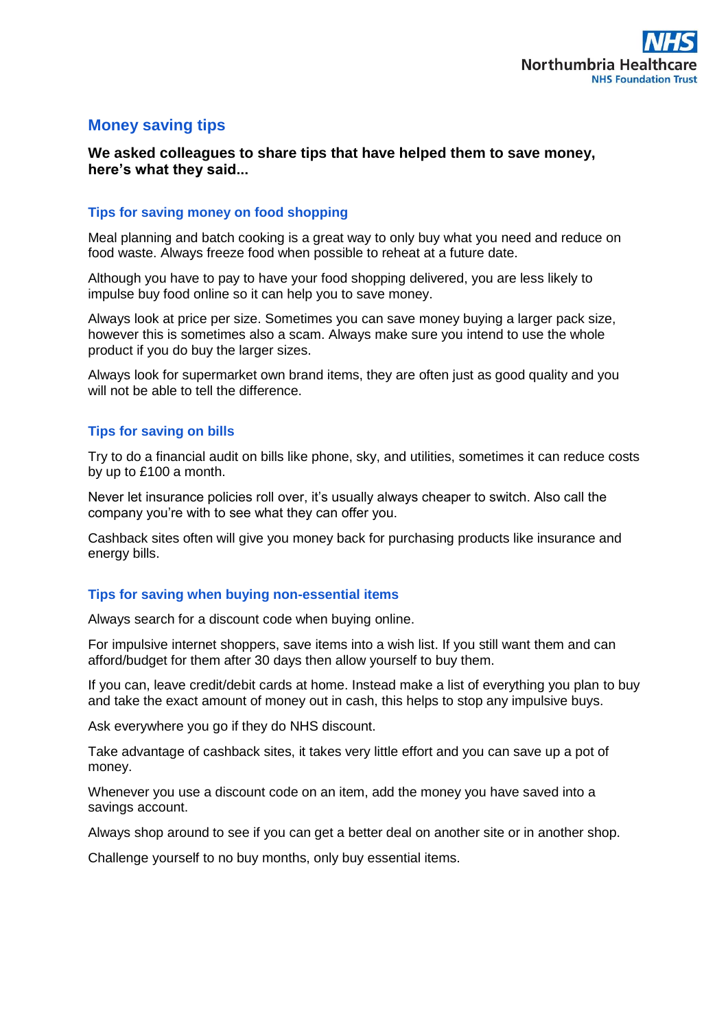# Money saving tips

**We asked colleagues to share tips that have helped them to save money, here's what they said...**

## Tips for saving money on food shopping

Meal planning and batch cooking is a great way to only buy what you need and reduce on food waste. Always freeze food when possible to reheat at a future date.

Although you have to pay to have your food shopping delivered, you are less likely to impulse buy food online so it can help you to save money.

Always look at price per size. Sometimes you can save money buying a larger pack size, however this is sometimes also a scam. Always make sure you intend to use the whole product if you do buy the larger sizes.

Always look for supermarket own brand items, they are often just as good quality and you will not be able to tell the difference.

## Tips for saving on bills

Try to do a financial audit on bills like phone, sky, and utilities, sometimes it can reduce costs by up to £100 a month.

Never let insurance policies roll over, it's usually always cheaper to switch. Also call the company you're with to see what they can offer you.

Cashback sites often will give you money back for purchasing products like insurance and energy bills.

## Tips for saving when buying non-essential items

Always search for a discount code when buying online.

For impulsive internet shoppers, save items into a wish list. If you still want them and can afford/budget for them after 30 days then allow yourself to buy them.

If you can, leave credit/debit cards at home. Instead make a list of everything you plan to buy and take the exact amount of money out in cash, this helps to stop any impulsive buys.

Ask everywhere you go if they do NHS discount.

Take advantage of cashback sites, it takes very little effort and you can save up a pot of money.

Whenever you use a discount code on an item, add the money you have saved into a savings account.

Always shop around to see if you can get a better deal on another site or in another shop.

Challenge yourself to no buy months, only buy essential items.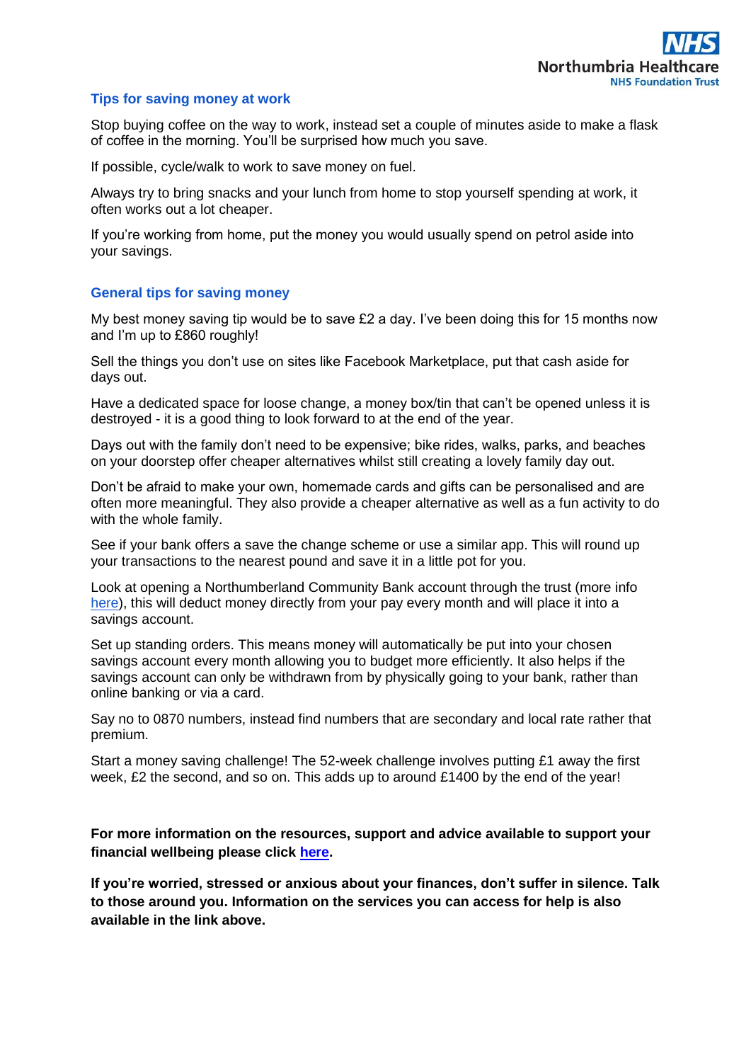## Tips for saving money at work

Stop buying coffee on the way to work, instead set a couple of minutes aside to make a flask of coffee in the morning. You'll be surprised how much you save.

If possible, cycle/walk to work to save money on fuel.

Always try to bring snacks and your lunch from home to stop yourself spending at work, it often works out a lot cheaper.

If you're working from home, put the money you would usually spend on petrol aside into your savings.

## General tips for saving money

My best money saving tip would be to save £2 a day. I've been doing this for 15 months now and I'm up to £860 roughly!

Sell the things you don't use on sites like Facebook Marketplace, put that cash aside for days out.

Have a dedicated space for loose change, a money box/tin that can't be opened unless it is destroyed - it is a good thing to look forward to at the end of the year.

Days out with the family don't need to be expensive; bike rides, walks, parks, and beaches on your doorstep offer cheaper alternatives whilst still creating a lovely family day out.

Don't be afraid to make your own, homemade cards and gifts can be personalised and are often more meaningful. They also provide a cheaper alternative as well as a fun activity to do with the whole family.

See if your bank offers a save the change scheme or use a similar app. This will round up your transactions to the nearest pound and save it in a little pot for you.

Look at opening a Northumberland Community Bank account through the trust (more info here), this will deduct money directly from your pay every month and will place it into a savings account.

Set up standing orders. This means money will automatically be put into your chosen savings account every month allowing you to budget more efficiently. It also helps if the savings account can only be withdrawn from by physically going to your bank, rather than online banking or via a card.

Say no to 0870 numbers, instead find numbers that are secondary and local rate rather that premium.

Start a money saving challenge! The 52-week challenge involves putting £1 away the first week, £2 the second, and so on. This adds up to around £1400 by the end of the year!

**For more information on the resources, support and advice available to support your financial wellbeing please click here.**

**If you're worried, stressed or anxious about your finances, don't suffer in silence. Talk to those around you. Information on the services you can access for help is also available in the link above.**